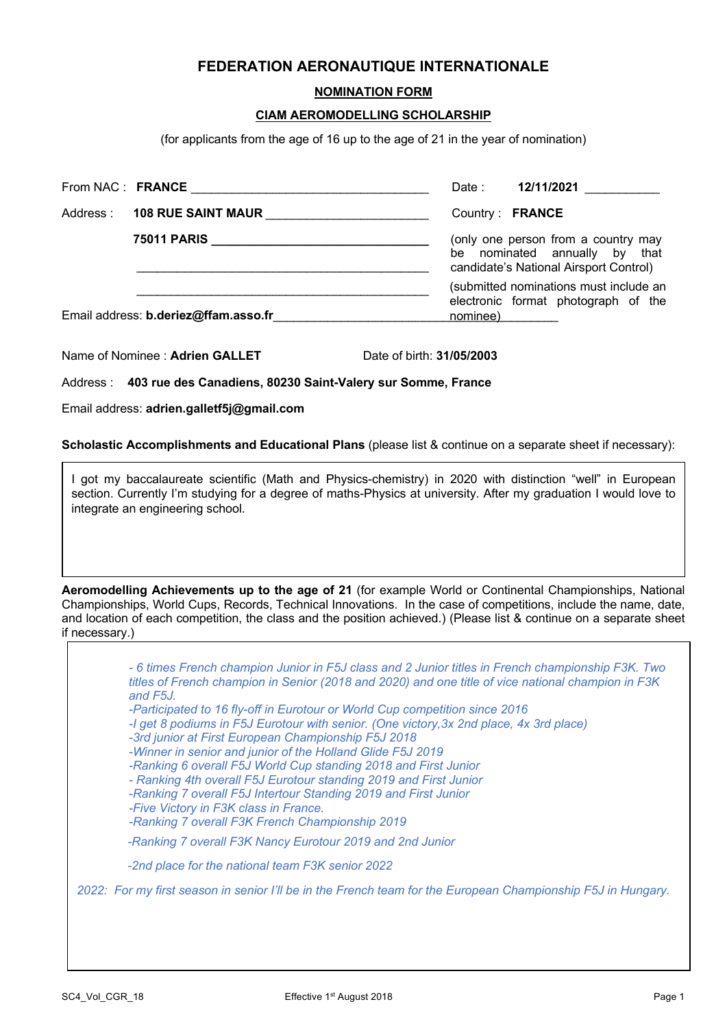# FEDERATION AERONAUTIQUE INTERNATIONALE

## NOMINATION FORM

## CIAM AEROMODELLING SCHOLARSHIP

(for applicants from the age of 16 up to the age of 21 in the year of nomination)

From NAC : **FRANCE**

Date : **12/11/2021**

Address : **108 RUE SAINT MAUR**
**75011 PARIS**

Country : **FRANCE**

(only one person from a country may be nominated annually by that candidate's National Airsport Control)

(submitted nominations must include an electronic format photograph of the nominee)

Email address: **b.deriez@ffam.asso.fr**

Name of Nominee : **Adrien GALLET**

Date of birth: **31/05/2003**

Address : **403 rue des Canadiens, 80230 Saint-Valery sur Somme, France**

Email address: **adrien.galletf5j@gmail.com**

**Scholastic Accomplishments and Educational Plans** (please list & continue on a separate sheet if necessary):

I got my baccalaureate scientific (Math and Physics-chemistry) in 2020 with distinction "well" in European section. Currently I'm studying for a degree of maths-Physics at university. After my graduation I would love to integrate an engineering school.

**Aeromodelling Achievements up to the age of 21** (for example World or Continental Championships, National Championships, World Cups, Records, Technical Innovations. In the case of competitions, include the name, date, and location of each competition, the class and the position achieved.) (Please list & continue on a separate sheet if necessary.)

*- 6 times French champion Junior in F5J class and 2 Junior titles in French championship F3K. Two titles of French champion in Senior (2018 and 2020) and one title of vice national champion in F3K and F5J.*
*-Participated to 16 fly-off in Eurotour or World Cup competition since 2016*
*-I get 8 podiums in F5J Eurotour with senior. (One victory,3x 2nd place, 4x 3rd place)*
*-3rd junior at First European Championship F5J 2018*
*-Winner in senior and junior of the Holland Glide F5J 2019*
*-Ranking 6 overall F5J World Cup standing 2018 and First Junior*
*- Ranking 4th overall F5J Eurotour standing 2019 and First Junior*
*-Ranking 7 overall F5J Intertour Standing 2019 and First Junior*
*-Five Victory in F3K class in France.*
*-Ranking 7 overall F3K French Championship 2019*
*-Ranking 7 overall F3K Nancy Eurotour 2019 and 2nd Junior*
*-2nd place for the national team F3K senior 2022*

*2022: For my first season in senior I'll be in the French team for the European Championship F5J in Hungary.*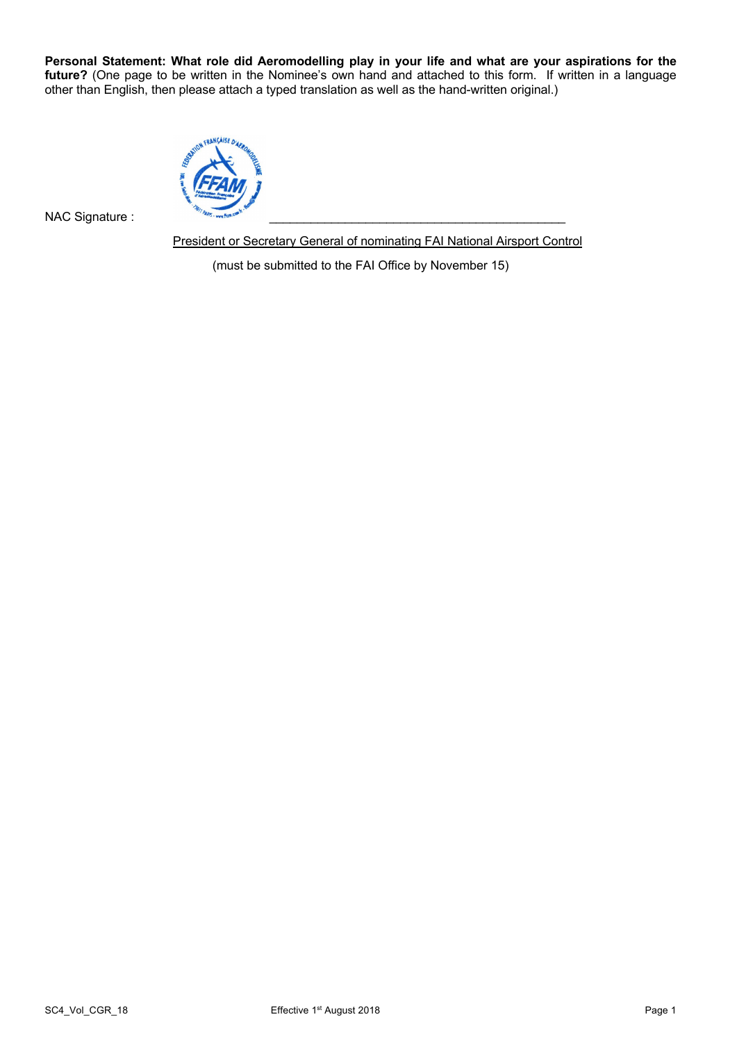**Personal Statement: What role did Aeromodelling play in your life and what are your aspirations for the future?** (One page to be written in the Nominee's own hand and attached to this form. If written in a language other than English, then please attach a typed translation as well as the hand-written original.)

NAC Signature : _______________________________________________

President or Secretary General of nominating FAI National Airsport Control

(must be submitted to the FAI Office by November 15)